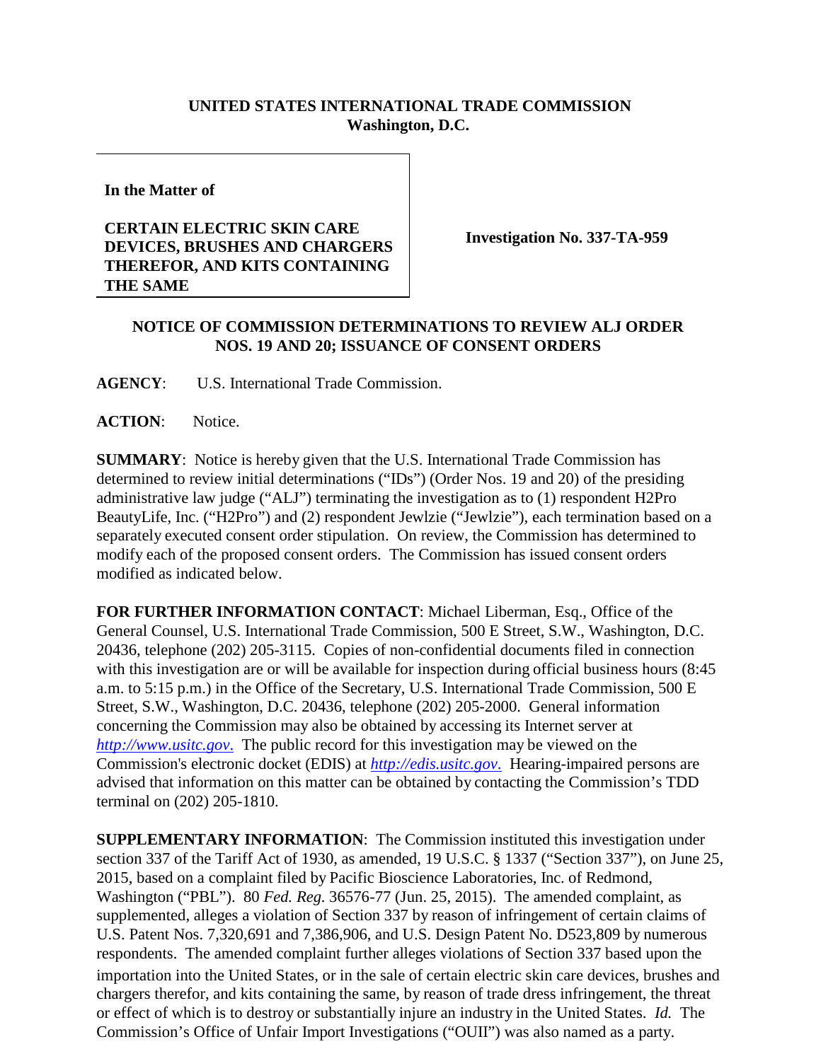**UNITED STATES INTERNATIONAL TRADE COMMISSION**
**Washington, D.C.**

**In the Matter of**

**CERTAIN ELECTRIC SKIN CARE DEVICES, BRUSHES AND CHARGERS THEREFOR, AND KITS CONTAINING THE SAME**

**Investigation No. 337-TA-959**

**NOTICE OF COMMISSION DETERMINATIONS TO REVIEW ALJ ORDER NOS. 19 AND 20; ISSUANCE OF CONSENT ORDERS**

**AGENCY**: U.S. International Trade Commission.

**ACTION**: Notice.

**SUMMARY**: Notice is hereby given that the U.S. International Trade Commission has determined to review initial determinations ("IDs") (Order Nos. 19 and 20) of the presiding administrative law judge ("ALJ") terminating the investigation as to (1) respondent H2Pro BeautyLife, Inc. ("H2Pro") and (2) respondent Jewlzie ("Jewlzie"), each termination based on a separately executed consent order stipulation. On review, the Commission has determined to modify each of the proposed consent orders. The Commission has issued consent orders modified as indicated below.

**FOR FURTHER INFORMATION CONTACT**: Michael Liberman, Esq., Office of the General Counsel, U.S. International Trade Commission, 500 E Street, S.W., Washington, D.C. 20436, telephone (202) 205-3115. Copies of non-confidential documents filed in connection with this investigation are or will be available for inspection during official business hours (8:45 a.m. to 5:15 p.m.) in the Office of the Secretary, U.S. International Trade Commission, 500 E Street, S.W., Washington, D.C. 20436, telephone (202) 205-2000. General information concerning the Commission may also be obtained by accessing its Internet server at *http://www.usitc.gov.* The public record for this investigation may be viewed on the Commission's electronic docket (EDIS) at *http://edis.usitc.gov.* Hearing-impaired persons are advised that information on this matter can be obtained by contacting the Commission's TDD terminal on (202) 205-1810.

**SUPPLEMENTARY INFORMATION**: The Commission instituted this investigation under section 337 of the Tariff Act of 1930, as amended, 19 U.S.C. § 1337 ("Section 337"), on June 25, 2015, based on a complaint filed by Pacific Bioscience Laboratories, Inc. of Redmond, Washington ("PBL"). 80 *Fed. Reg.* 36576-77 (Jun. 25, 2015). The amended complaint, as supplemented, alleges a violation of Section 337 by reason of infringement of certain claims of U.S. Patent Nos. 7,320,691 and 7,386,906, and U.S. Design Patent No. D523,809 by numerous respondents. The amended complaint further alleges violations of Section 337 based upon the importation into the United States, or in the sale of certain electric skin care devices, brushes and chargers therefor, and kits containing the same, by reason of trade dress infringement, the threat or effect of which is to destroy or substantially injure an industry in the United States. *Id.* The Commission's Office of Unfair Import Investigations ("OUII") was also named as a party.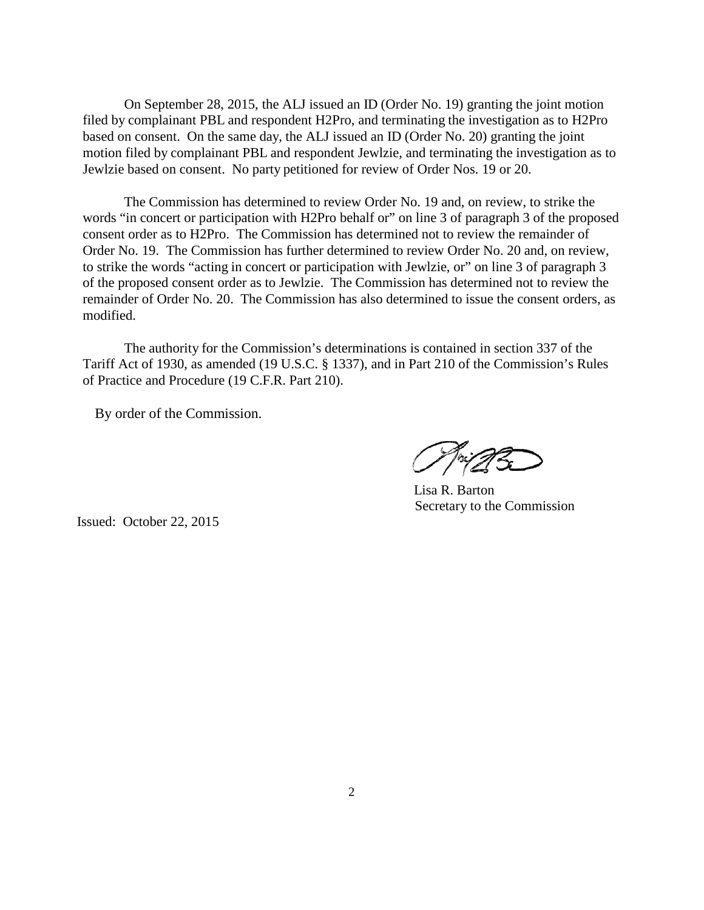On September 28, 2015, the ALJ issued an ID (Order No. 19) granting the joint motion filed by complainant PBL and respondent H2Pro, and terminating the investigation as to H2Pro based on consent. On the same day, the ALJ issued an ID (Order No. 20) granting the joint motion filed by complainant PBL and respondent Jewlzie, and terminating the investigation as to Jewlzie based on consent. No party petitioned for review of Order Nos. 19 or 20.

The Commission has determined to review Order No. 19 and, on review, to strike the words "in concert or participation with H2Pro behalf or" on line 3 of paragraph 3 of the proposed consent order as to H2Pro. The Commission has determined not to review the remainder of Order No. 19. The Commission has further determined to review Order No. 20 and, on review, to strike the words "acting in concert or participation with Jewlzie, or" on line 3 of paragraph 3 of the proposed consent order as to Jewlzie. The Commission has determined not to review the remainder of Order No. 20. The Commission has also determined to issue the consent orders, as modified.

The authority for the Commission's determinations is contained in section 337 of the Tariff Act of 1930, as amended (19 U.S.C. § 1337), and in Part 210 of the Commission's Rules of Practice and Procedure (19 C.F.R. Part 210).

By order of the Commission.

Lisa R. Barton
Secretary to the Commission

Issued: October 22, 2015